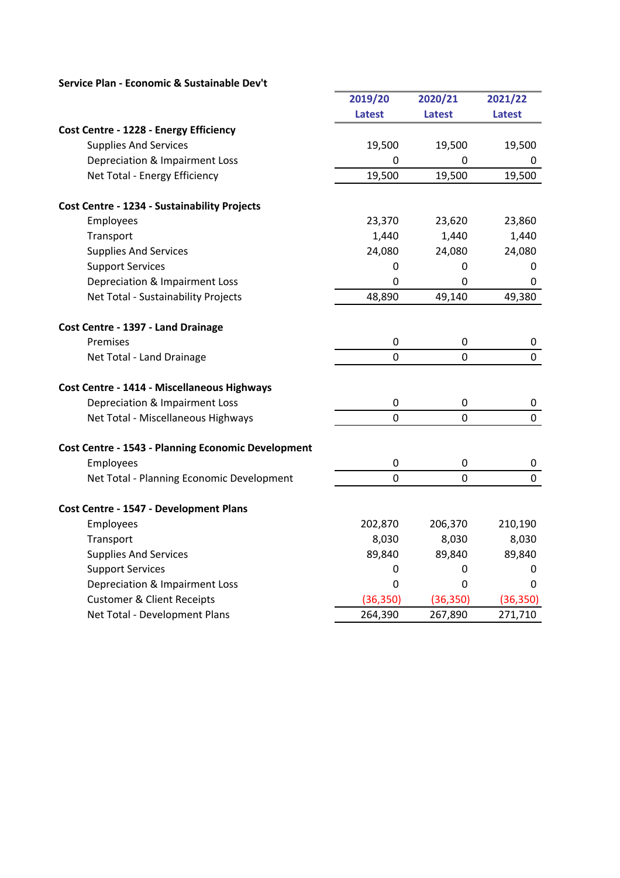**Service Plan - Economic & Sustainable Dev't**

| | 2019/20 Latest | 2020/21 Latest | 2021/22 Latest |
|---|---|---|---|
| **Cost Centre - 1228 - Energy Efficiency** | | | |
| Supplies And Services | 19,500 | 19,500 | 19,500 |
| Depreciation & Impairment Loss | 0 | 0 | 0 |
| Net Total - Energy Efficiency | 19,500 | 19,500 | 19,500 |
| | | | |
| **Cost Centre - 1234 - Sustainability Projects** | | | |
| Employees | 23,370 | 23,620 | 23,860 |
| Transport | 1,440 | 1,440 | 1,440 |
| Supplies And Services | 24,080 | 24,080 | 24,080 |
| Support Services | 0 | 0 | 0 |
| Depreciation & Impairment Loss | 0 | 0 | 0 |
| Net Total - Sustainability Projects | 48,890 | 49,140 | 49,380 |
| | | | |
| **Cost Centre - 1397 - Land Drainage** | | | |
| Premises | 0 | 0 | 0 |
| Net Total - Land Drainage | 0 | 0 | 0 |
| | | | |
| **Cost Centre - 1414 - Miscellaneous Highways** | | | |
| Depreciation & Impairment Loss | 0 | 0 | 0 |
| Net Total - Miscellaneous Highways | 0 | 0 | 0 |
| | | | |
| **Cost Centre - 1543 - Planning Economic Development** | | | |
| Employees | 0 | 0 | 0 |
| Net Total - Planning Economic Development | 0 | 0 | 0 |
| | | | |
| **Cost Centre - 1547 - Development Plans** | | | |
| Employees | 202,870 | 206,370 | 210,190 |
| Transport | 8,030 | 8,030 | 8,030 |
| Supplies And Services | 89,840 | 89,840 | 89,840 |
| Support Services | 0 | 0 | 0 |
| Depreciation & Impairment Loss | 0 | 0 | 0 |
| Customer & Client Receipts | (36,350) | (36,350) | (36,350) |
| Net Total - Development Plans | 264,390 | 267,890 | 271,710 |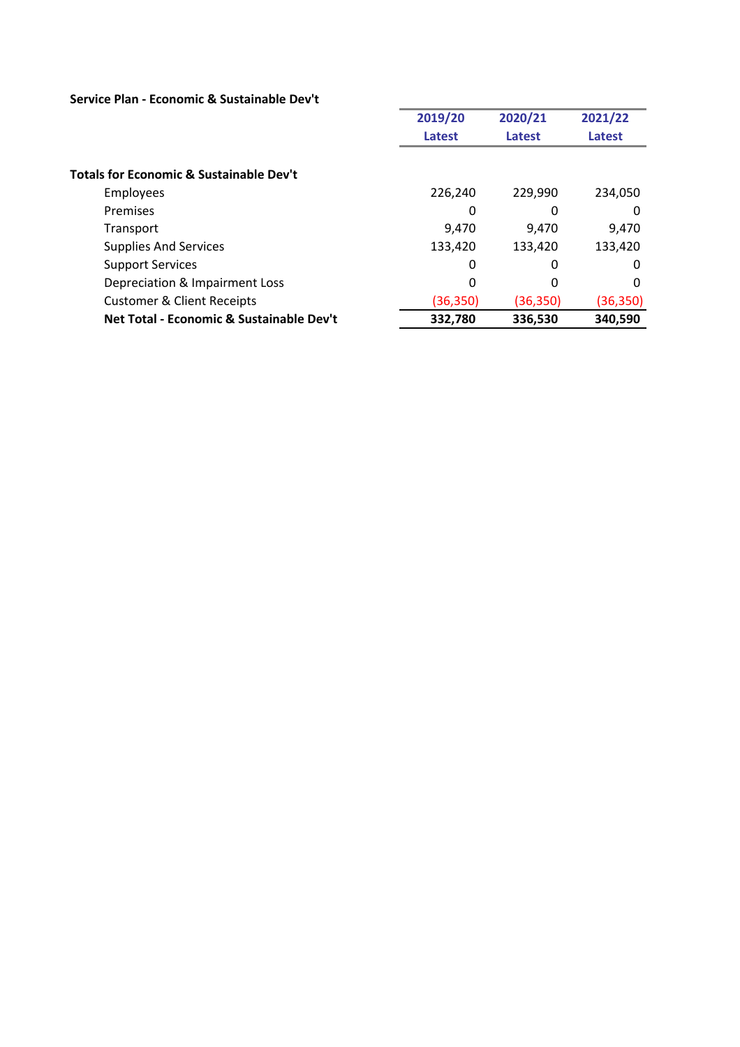**Service Plan - Economic & Sustainable Dev't**

| | 2019/20 Latest | 2020/21 Latest | 2021/22 Latest |
|---|---|---|---|
| **Totals for Economic & Sustainable Dev't** | | | |
| Employees | 226,240 | 229,990 | 234,050 |
| Premises | 0 | 0 | 0 |
| Transport | 9,470 | 9,470 | 9,470 |
| Supplies And Services | 133,420 | 133,420 | 133,420 |
| Support Services | 0 | 0 | 0 |
| Depreciation & Impairment Loss | 0 | 0 | 0 |
| Customer & Client Receipts | (36,350) | (36,350) | (36,350) |
| **Net Total - Economic & Sustainable Dev't** | **332,780** | **336,530** | **340,590** |